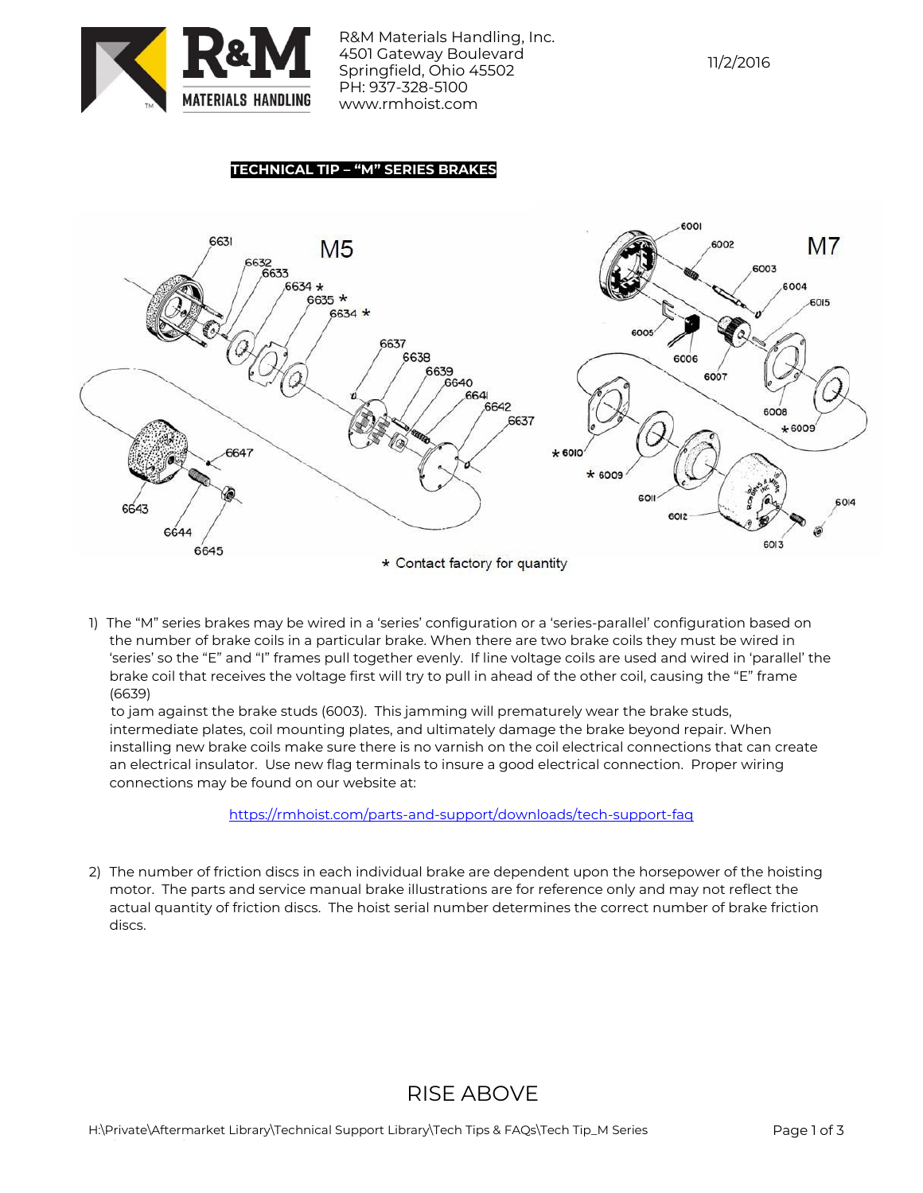R&M Materials Handling, Inc.
4501 Gateway Boulevard
Springfield, Ohio 45502
PH: 937-328-5100
www.rmhoist.com

11/2/2016

**TECHNICAL TIP – "M" SERIES BRAKES**

\* Contact factory for quantity

1) The "M" series brakes may be wired in a 'series' configuration or a 'series-parallel' configuration based on the number of brake coils in a particular brake. When there are two brake coils they must be wired in 'series' so the "E" and "I" frames pull together evenly. If line voltage coils are used and wired in 'parallel' the brake coil that receives the voltage first will try to pull in ahead of the other coil, causing the "E" frame (6639) to jam against the brake studs (6003). This jamming will prematurely wear the brake studs, intermediate plates, coil mounting plates, and ultimately damage the brake beyond repair. When installing new brake coils make sure there is no varnish on the coil electrical connections that can create an electrical insulator. Use new flag terminals to insure a good electrical connection. Proper wiring connections may be found on our website at:

   https://rmhoist.com/parts-and-support/downloads/tech-support-faq

2) The number of friction discs in each individual brake are dependent upon the horsepower of the hoisting motor. The parts and service manual brake illustrations are for reference only and may not reflect the actual quantity of friction discs. The hoist serial number determines the correct number of brake friction discs.

RISE ABOVE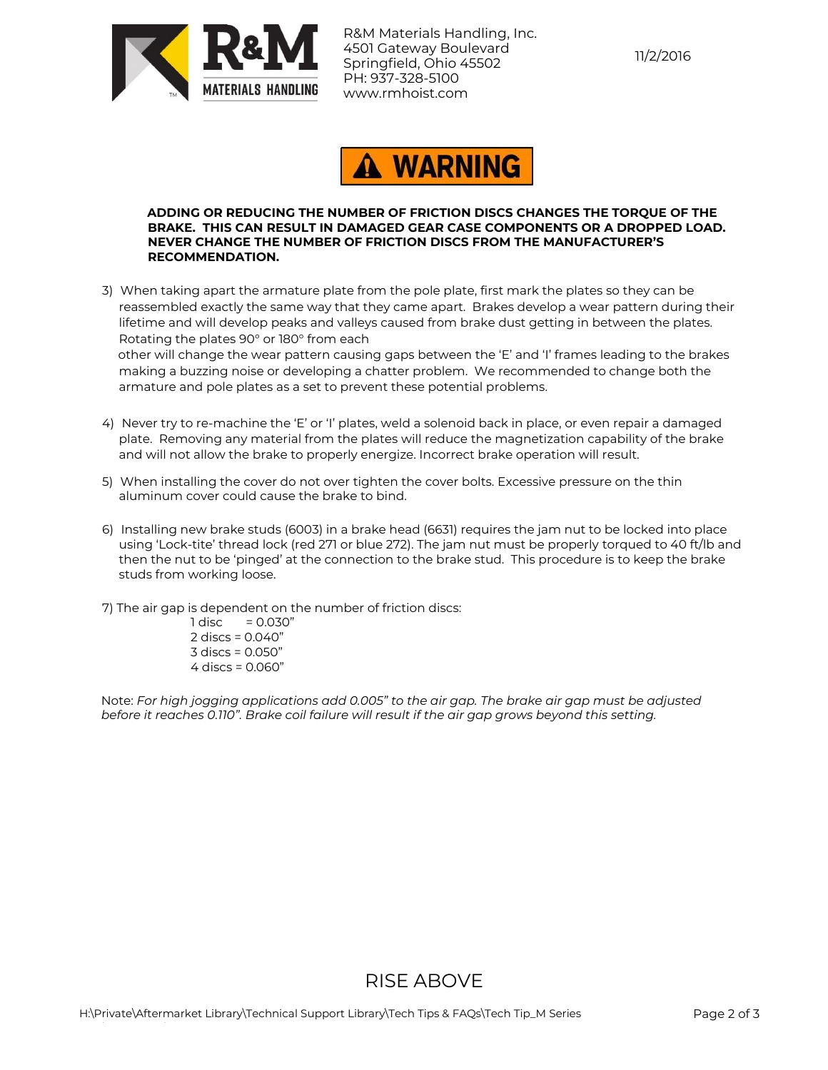R&M Materials Handling, Inc.
4501 Gateway Boulevard
Springfield, Ohio 45502
PH: 937-328-5100
www.rmhoist.com

11/2/2016

**⚠ WARNING**

**ADDING OR REDUCING THE NUMBER OF FRICTION DISCS CHANGES THE TORQUE OF THE BRAKE. THIS CAN RESULT IN DAMAGED GEAR CASE COMPONENTS OR A DROPPED LOAD. NEVER CHANGE THE NUMBER OF FRICTION DISCS FROM THE MANUFACTURER'S RECOMMENDATION.**

3) When taking apart the armature plate from the pole plate, first mark the plates so they can be reassembled exactly the same way that they came apart. Brakes develop a wear pattern during their lifetime and will develop peaks and valleys caused from brake dust getting in between the plates. Rotating the plates 90° or 180° from each other will change the wear pattern causing gaps between the 'E' and 'I' frames leading to the brakes making a buzzing noise or developing a chatter problem. We recommended to change both the armature and pole plates as a set to prevent these potential problems.

4) Never try to re-machine the 'E' or 'I' plates, weld a solenoid back in place, or even repair a damaged plate. Removing any material from the plates will reduce the magnetization capability of the brake and will not allow the brake to properly energize. Incorrect brake operation will result.

5) When installing the cover do not over tighten the cover bolts. Excessive pressure on the thin aluminum cover could cause the brake to bind.

6) Installing new brake studs (6003) in a brake head (6631) requires the jam nut to be locked into place using 'Lock-tite' thread lock (red 271 or blue 272). The jam nut must be properly torqued to 40 ft/lb and then the nut to be 'pinged' at the connection to the brake stud. This procedure is to keep the brake studs from working loose.

7) The air gap is dependent on the number of friction discs:

- 1 disc = 0.030"
- 2 discs = 0.040"
- 3 discs = 0.050"
- 4 discs = 0.060"

Note: *For high jogging applications add 0.005" to the air gap. The brake air gap must be adjusted before it reaches 0.110". Brake coil failure will result if the air gap grows beyond this setting.*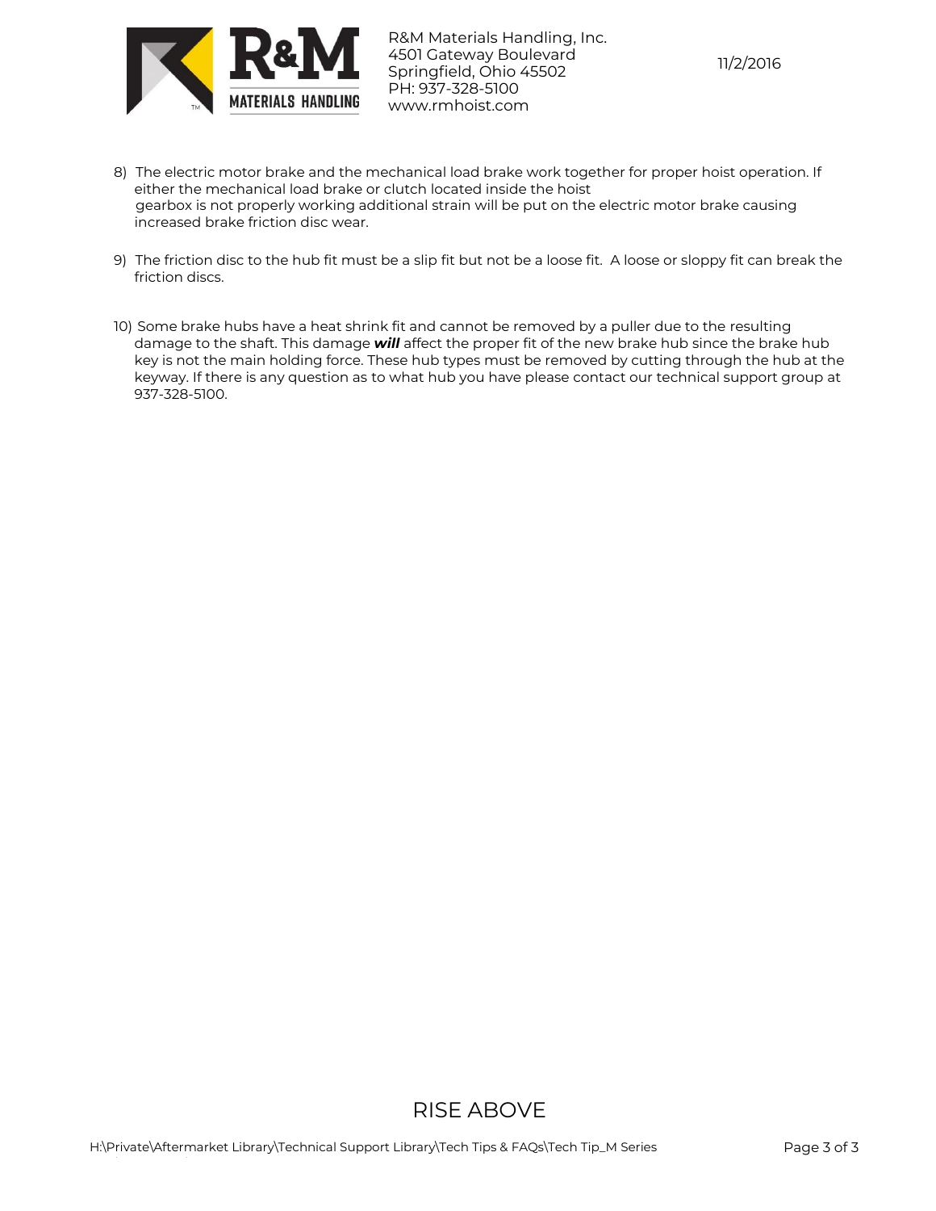8) The electric motor brake and the mechanical load brake work together for proper hoist operation. If either the mechanical load brake or clutch located inside the hoist gearbox is not properly working additional strain will be put on the electric motor brake causing increased brake friction disc wear.

9) The friction disc to the hub fit must be a slip fit but not be a loose fit. A loose or sloppy fit can break the friction discs.

10) Some brake hubs have a heat shrink fit and cannot be removed by a puller due to the resulting damage to the shaft. This damage ***will*** affect the proper fit of the new brake hub since the brake hub key is not the main holding force. These hub types must be removed by cutting through the hub at the keyway. If there is any question as to what hub you have please contact our technical support group at 937-328-5100.